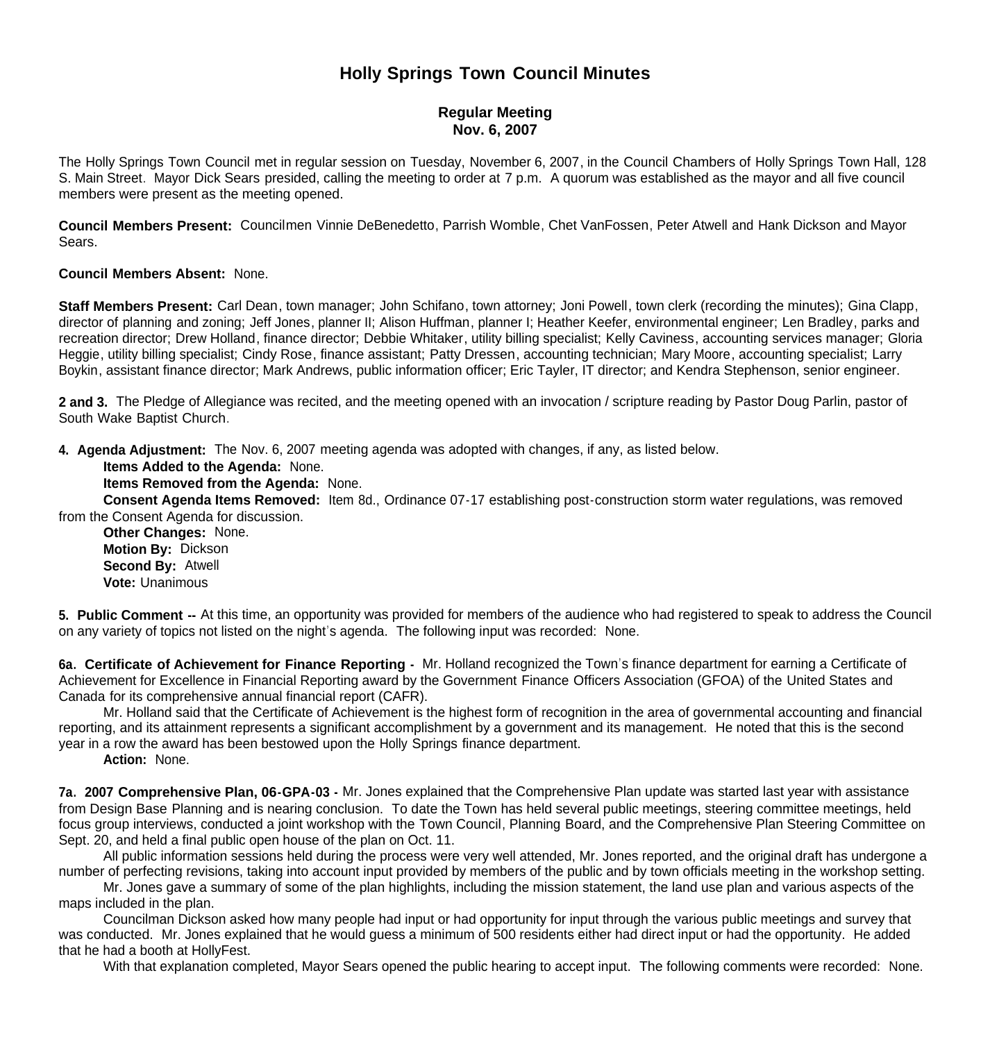# Holly Springs Town Council Minutes

### Regular Meeting
### Nov. 6, 2007

The Holly Springs Town Council met in regular session on Tuesday, November 6, 2007, in the Council Chambers of Holly Springs Town Hall, 128 S. Main Street. Mayor Dick Sears presided, calling the meeting to order at 7 p.m. A quorum was established as the mayor and all five council members were present as the meeting opened.

**Council Members Present:** Councilmen Vinnie DeBenedetto, Parrish Womble, Chet VanFossen, Peter Atwell and Hank Dickson and Mayor Sears.

**Council Members Absent:** None.

**Staff Members Present:** Carl Dean, town manager; John Schifano, town attorney; Joni Powell, town clerk (recording the minutes); Gina Clapp, director of planning and zoning; Jeff Jones, planner II; Alison Huffman, planner I; Heather Keefer, environmental engineer; Len Bradley, parks and recreation director; Drew Holland, finance director; Debbie Whitaker, utility billing specialist; Kelly Caviness, accounting services manager; Gloria Heggie, utility billing specialist; Cindy Rose, finance assistant; Patty Dressen, accounting technician; Mary Moore, accounting specialist; Larry Boykin, assistant finance director; Mark Andrews, public information officer; Eric Tayler, IT director; and Kendra Stephenson, senior engineer.

**2 and 3.** The Pledge of Allegiance was recited, and the meeting opened with an invocation / scripture reading by Pastor Doug Parlin, pastor of South Wake Baptist Church.

**4. Agenda Adjustment:** The Nov. 6, 2007 meeting agenda was adopted with changes, if any, as listed below.

**Items Added to the Agenda:** None.

**Items Removed from the Agenda:** None.

**Consent Agenda Items Removed:** Item 8d., Ordinance 07-17 establishing post-construction storm water regulations, was removed from the Consent Agenda for discussion.

**Other Changes:** None.

**Motion By:** Dickson

**Second By:** Atwell

**Vote:** Unanimous

**5. Public Comment --** At this time, an opportunity was provided for members of the audience who had registered to speak to address the Council on any variety of topics not listed on the night's agenda. The following input was recorded: None.

**6a. Certificate of Achievement for Finance Reporting -** Mr. Holland recognized the Town's finance department for earning a Certificate of Achievement for Excellence in Financial Reporting award by the Government Finance Officers Association (GFOA) of the United States and Canada for its comprehensive annual financial report (CAFR).

Mr. Holland said that the Certificate of Achievement is the highest form of recognition in the area of governmental accounting and financial reporting, and its attainment represents a significant accomplishment by a government and its management. He noted that this is the second year in a row the award has been bestowed upon the Holly Springs finance department.

**Action:** None.

**7a. 2007 Comprehensive Plan, 06-GPA-03 -** Mr. Jones explained that the Comprehensive Plan update was started last year with assistance from Design Base Planning and is nearing conclusion. To date the Town has held several public meetings, steering committee meetings, held focus group interviews, conducted a joint workshop with the Town Council, Planning Board, and the Comprehensive Plan Steering Committee on Sept. 20, and held a final public open house of the plan on Oct. 11.

All public information sessions held during the process were very well attended, Mr. Jones reported, and the original draft has undergone a number of perfecting revisions, taking into account input provided by members of the public and by town officials meeting in the workshop setting.

Mr. Jones gave a summary of some of the plan highlights, including the mission statement, the land use plan and various aspects of the maps included in the plan.

Councilman Dickson asked how many people had input or had opportunity for input through the various public meetings and survey that was conducted. Mr. Jones explained that he would guess a minimum of 500 residents either had direct input or had the opportunity. He added that he had a booth at HollyFest.

With that explanation completed, Mayor Sears opened the public hearing to accept input. The following comments were recorded: None.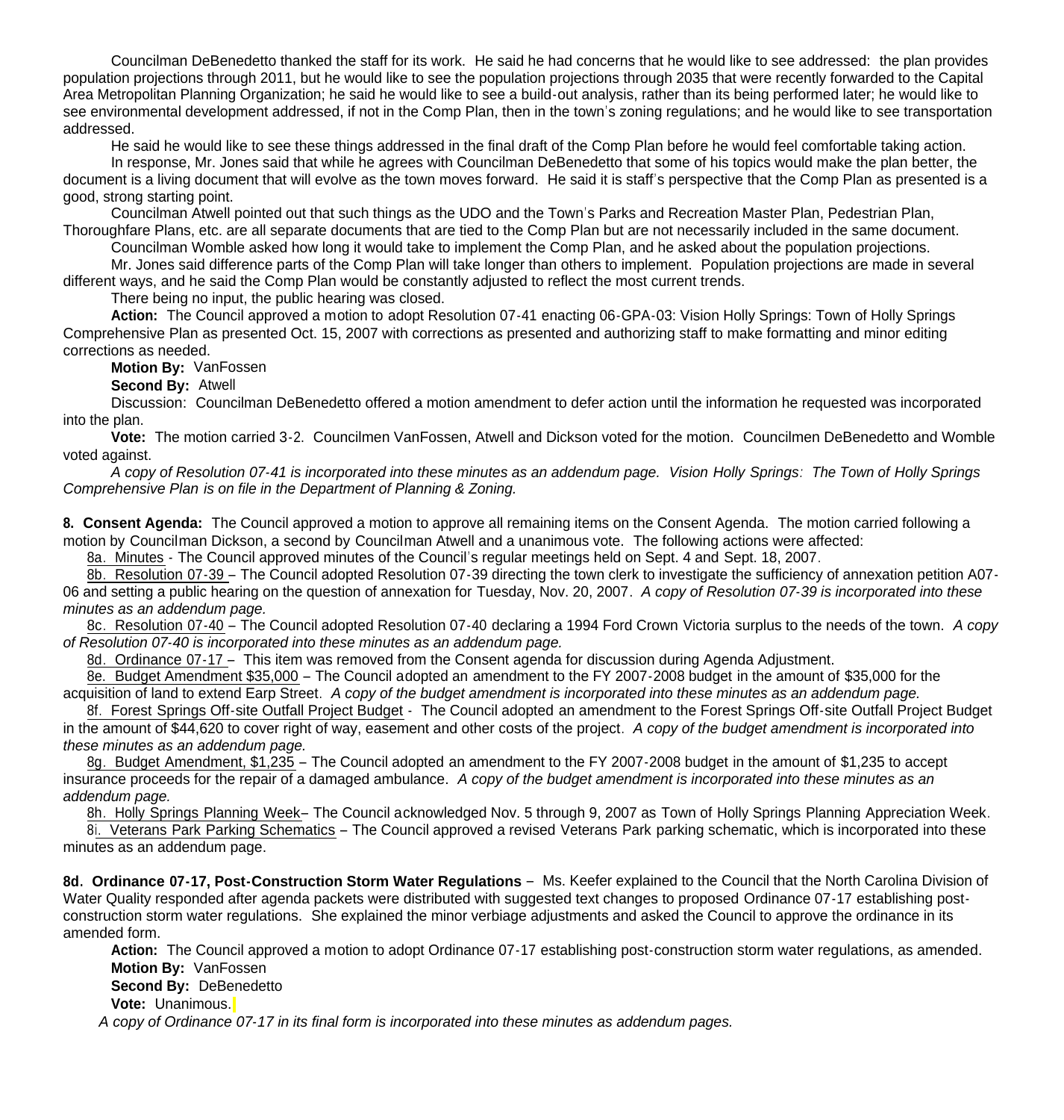Councilman DeBenedetto thanked the staff for its work. He said he had concerns that he would like to see addressed: the plan provides population projections through 2011, but he would like to see the population projections through 2035 that were recently forwarded to the Capital Area Metropolitan Planning Organization; he said he would like to see a build-out analysis, rather than its being performed later; he would like to see environmental development addressed, if not in the Comp Plan, then in the town's zoning regulations; and he would like to see transportation addressed.

He said he would like to see these things addressed in the final draft of the Comp Plan before he would feel comfortable taking action.

In response, Mr. Jones said that while he agrees with Councilman DeBenedetto that some of his topics would make the plan better, the document is a living document that will evolve as the town moves forward. He said it is staff's perspective that the Comp Plan as presented is a good, strong starting point.

Councilman Atwell pointed out that such things as the UDO and the Town's Parks and Recreation Master Plan, Pedestrian Plan, Thoroughfare Plans, etc. are all separate documents that are tied to the Comp Plan but are not necessarily included in the same document.

Councilman Womble asked how long it would take to implement the Comp Plan, and he asked about the population projections.

Mr. Jones said difference parts of the Comp Plan will take longer than others to implement. Population projections are made in several different ways, and he said the Comp Plan would be constantly adjusted to reflect the most current trends.

There being no input, the public hearing was closed.

**Action:** The Council approved a motion to adopt Resolution 07-41 enacting 06-GPA-03: Vision Holly Springs: Town of Holly Springs Comprehensive Plan as presented Oct. 15, 2007 with corrections as presented and authorizing staff to make formatting and minor editing corrections as needed.

**Motion By:** VanFossen

**Second By:** Atwell

Discussion: Councilman DeBenedetto offered a motion amendment to defer action until the information he requested was incorporated into the plan.

**Vote:** The motion carried 3-2. Councilmen VanFossen, Atwell and Dickson voted for the motion. Councilmen DeBenedetto and Womble voted against.

*A copy of Resolution 07-41 is incorporated into these minutes as an addendum page. Vision Holly Springs: The Town of Holly Springs Comprehensive Plan is on file in the Department of Planning & Zoning.*

**8. Consent Agenda:** The Council approved a motion to approve all remaining items on the Consent Agenda. The motion carried following a motion by Councilman Dickson, a second by Councilman Atwell and a unanimous vote. The following actions were affected:

8a. Minutes - The Council approved minutes of the Council's regular meetings held on Sept. 4 and Sept. 18, 2007.

8b. Resolution 07-39 – The Council adopted Resolution 07-39 directing the town clerk to investigate the sufficiency of annexation petition A07-06 and setting a public hearing on the question of annexation for Tuesday, Nov. 20, 2007. *A copy of Resolution 07-39 is incorporated into these minutes as an addendum page.*

8c. Resolution 07-40 – The Council adopted Resolution 07-40 declaring a 1994 Ford Crown Victoria surplus to the needs of the town. *A copy of Resolution 07-40 is incorporated into these minutes as an addendum page.*

8d. Ordinance 07-17 – This item was removed from the Consent agenda for discussion during Agenda Adjustment.

8e. Budget Amendment $35,000 – The Council adopted an amendment to the FY 2007-2008 budget in the amount of $35,000 for the acquisition of land to extend Earp Street. *A copy of the budget amendment is incorporated into these minutes as an addendum page.*

8f. Forest Springs Off-site Outfall Project Budget - The Council adopted an amendment to the Forest Springs Off-site Outfall Project Budget in the amount of $44,620 to cover right of way, easement and other costs of the project. *A copy of the budget amendment is incorporated into these minutes as an addendum page.*

8g. Budget Amendment, $1,235 – The Council adopted an amendment to the FY 2007-2008 budget in the amount of $1,235 to accept insurance proceeds for the repair of a damaged ambulance. *A copy of the budget amendment is incorporated into these minutes as an addendum page.*

8h. Holly Springs Planning Week– The Council acknowledged Nov. 5 through 9, 2007 as Town of Holly Springs Planning Appreciation Week.

8i. Veterans Park Parking Schematics – The Council approved a revised Veterans Park parking schematic, which is incorporated into these minutes as an addendum page.

**8d. Ordinance 07-17, Post-Construction Storm Water Regulations** – Ms. Keefer explained to the Council that the North Carolina Division of Water Quality responded after agenda packets were distributed with suggested text changes to proposed Ordinance 07-17 establishing post-construction storm water regulations. She explained the minor verbiage adjustments and asked the Council to approve the ordinance in its amended form.

**Action:** The Council approved a motion to adopt Ordinance 07-17 establishing post-construction storm water regulations, as amended.

**Motion By:** VanFossen

**Second By:** DeBenedetto

**Vote:** Unanimous.

*A copy of Ordinance 07-17 in its final form is incorporated into these minutes as addendum pages.*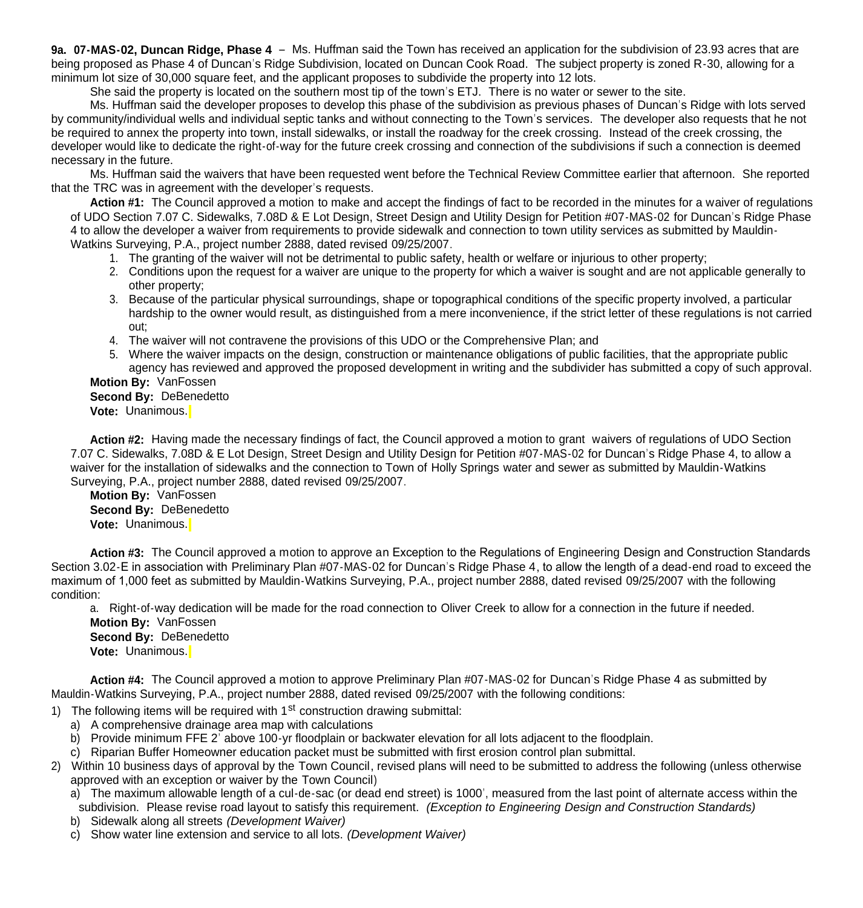**9a. 07-MAS-02, Duncan Ridge, Phase 4** – Ms. Huffman said the Town has received an application for the subdivision of 23.93 acres that are being proposed as Phase 4 of Duncan's Ridge Subdivision, located on Duncan Cook Road. The subject property is zoned R-30, allowing for a minimum lot size of 30,000 square feet, and the applicant proposes to subdivide the property into 12 lots.

She said the property is located on the southern most tip of the town's ETJ. There is no water or sewer to the site.

Ms. Huffman said the developer proposes to develop this phase of the subdivision as previous phases of Duncan's Ridge with lots served by community/individual wells and individual septic tanks and without connecting to the Town's services. The developer also requests that he not be required to annex the property into town, install sidewalks, or install the roadway for the creek crossing. Instead of the creek crossing, the developer would like to dedicate the right-of-way for the future creek crossing and connection of the subdivisions if such a connection is deemed necessary in the future.

Ms. Huffman said the waivers that have been requested went before the Technical Review Committee earlier that afternoon. She reported that the TRC was in agreement with the developer's requests.

**Action #1:** The Council approved a motion to make and accept the findings of fact to be recorded in the minutes for a waiver of regulations of UDO Section 7.07 C. Sidewalks, 7.08D & E Lot Design, Street Design and Utility Design for Petition #07-MAS-02 for Duncan's Ridge Phase 4 to allow the developer a waiver from requirements to provide sidewalk and connection to town utility services as submitted by Mauldin-Watkins Surveying, P.A., project number 2888, dated revised 09/25/2007.

1. The granting of the waiver will not be detrimental to public safety, health or welfare or injurious to other property;
2. Conditions upon the request for a waiver are unique to the property for which a waiver is sought and are not applicable generally to other property;
3. Because of the particular physical surroundings, shape or topographical conditions of the specific property involved, a particular hardship to the owner would result, as distinguished from a mere inconvenience, if the strict letter of these regulations is not carried out;
4. The waiver will not contravene the provisions of this UDO or the Comprehensive Plan; and
5. Where the waiver impacts on the design, construction or maintenance obligations of public facilities, that the appropriate public agency has reviewed and approved the proposed development in writing and the subdivider has submitted a copy of such approval.

**Motion By:** VanFossen
**Second By:** DeBenedetto
**Vote:** Unanimous.

**Action #2:** Having made the necessary findings of fact, the Council approved a motion to grant waivers of regulations of UDO Section 7.07 C. Sidewalks, 7.08D & E Lot Design, Street Design and Utility Design for Petition #07-MAS-02 for Duncan's Ridge Phase 4, to allow a waiver for the installation of sidewalks and the connection to Town of Holly Springs water and sewer as submitted by Mauldin-Watkins Surveying, P.A., project number 2888, dated revised 09/25/2007.

**Motion By:** VanFossen
**Second By:** DeBenedetto
**Vote:** Unanimous.

**Action #3:** The Council approved a motion to approve an Exception to the Regulations of Engineering Design and Construction Standards Section 3.02-E in association with Preliminary Plan #07-MAS-02 for Duncan's Ridge Phase 4, to allow the length of a dead-end road to exceed the maximum of 1,000 feet as submitted by Mauldin-Watkins Surveying, P.A., project number 2888, dated revised 09/25/2007 with the following condition:

a. Right-of-way dedication will be made for the road connection to Oliver Creek to allow for a connection in the future if needed.

**Motion By:** VanFossen
**Second By:** DeBenedetto
**Vote:** Unanimous.

**Action #4:** The Council approved a motion to approve Preliminary Plan #07-MAS-02 for Duncan's Ridge Phase 4 as submitted by Mauldin-Watkins Surveying, P.A., project number 2888, dated revised 09/25/2007 with the following conditions:

1) The following items will be required with 1st construction drawing submittal:
   a) A comprehensive drainage area map with calculations
   b) Provide minimum FFE 2' above 100-yr floodplain or backwater elevation for all lots adjacent to the floodplain.
   c) Riparian Buffer Homeowner education packet must be submitted with first erosion control plan submittal.
2) Within 10 business days of approval by the Town Council, revised plans will need to be submitted to address the following (unless otherwise approved with an exception or waiver by the Town Council)
   a) The maximum allowable length of a cul-de-sac (or dead end street) is 1000', measured from the last point of alternate access within the subdivision. Please revise road layout to satisfy this requirement. *(Exception to Engineering Design and Construction Standards)*
   b) Sidewalk along all streets *(Development Waiver)*
   c) Show water line extension and service to all lots. *(Development Waiver)*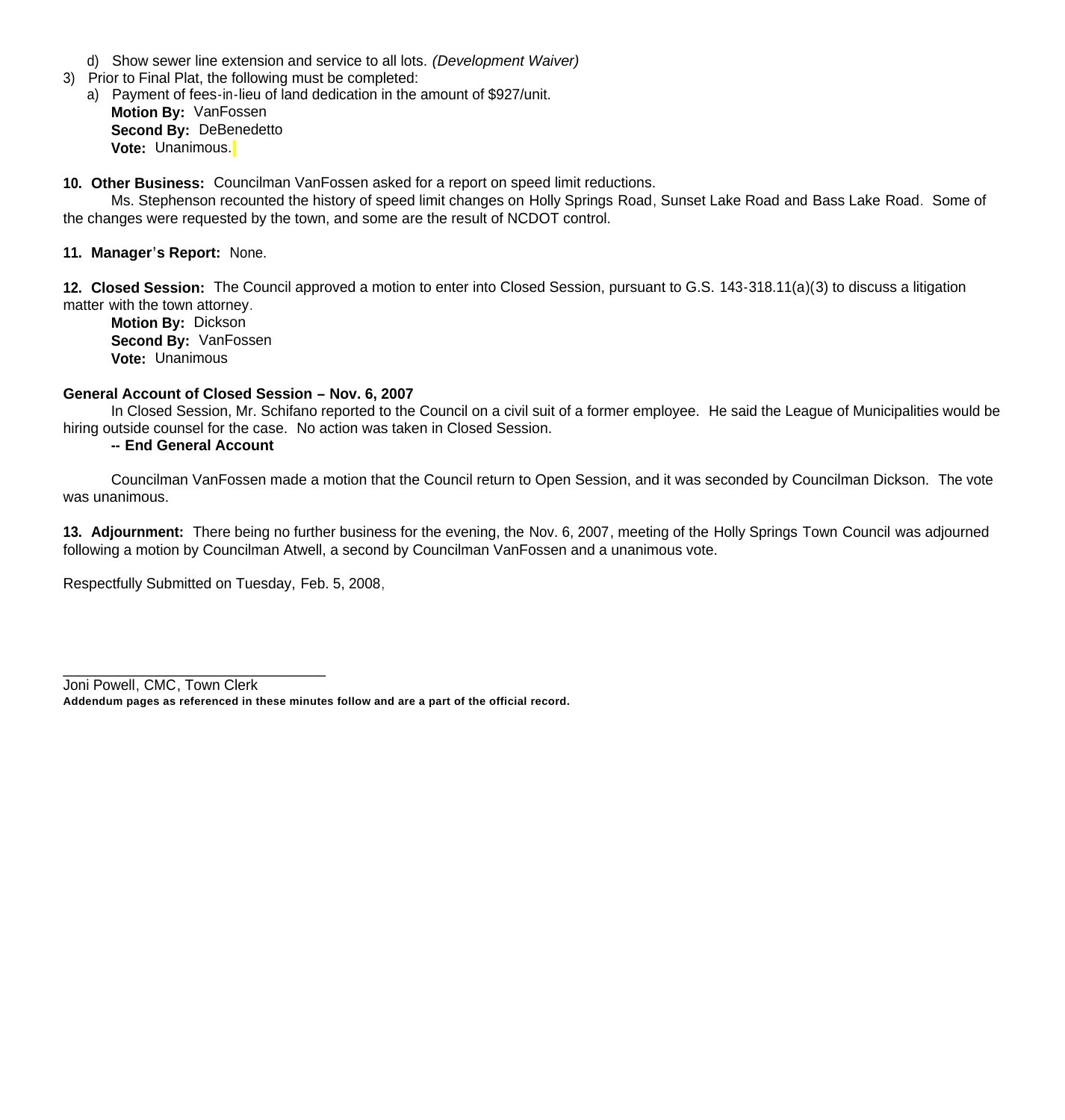d) Show sewer line extension and service to all lots. *(Development Waiver)*

3) Prior to Final Plat, the following must be completed:

a) Payment of fees-in-lieu of land dedication in the amount of $927/unit.

**Motion By:** VanFossen
**Second By:** DeBenedetto
**Vote:** Unanimous.

**10. Other Business:** Councilman VanFossen asked for a report on speed limit reductions.

Ms. Stephenson recounted the history of speed limit changes on Holly Springs Road, Sunset Lake Road and Bass Lake Road. Some of the changes were requested by the town, and some are the result of NCDOT control.

**11. Manager's Report:** None.

**12. Closed Session:** The Council approved a motion to enter into Closed Session, pursuant to G.S. 143-318.11(a)(3) to discuss a litigation matter with the town attorney.

**Motion By:** Dickson
**Second By:** VanFossen
**Vote:** Unanimous

**General Account of Closed Session – Nov. 6, 2007**

In Closed Session, Mr. Schifano reported to the Council on a civil suit of a former employee. He said the League of Municipalities would be hiring outside counsel for the case. No action was taken in Closed Session.

**-- End General Account**

Councilman VanFossen made a motion that the Council return to Open Session, and it was seconded by Councilman Dickson. The vote was unanimous.

**13. Adjournment:** There being no further business for the evening, the Nov. 6, 2007, meeting of the Holly Springs Town Council was adjourned following a motion by Councilman Atwell, a second by Councilman VanFossen and a unanimous vote.

Respectfully Submitted on Tuesday, Feb. 5, 2008,

\_\_\_\_\_\_\_\_\_\_\_\_\_\_\_\_\_\_\_\_\_\_\_\_\_\_\_\_\_\_\_\_

Joni Powell, CMC, Town Clerk

**Addendum pages as referenced in these minutes follow and are a part of the official record.**